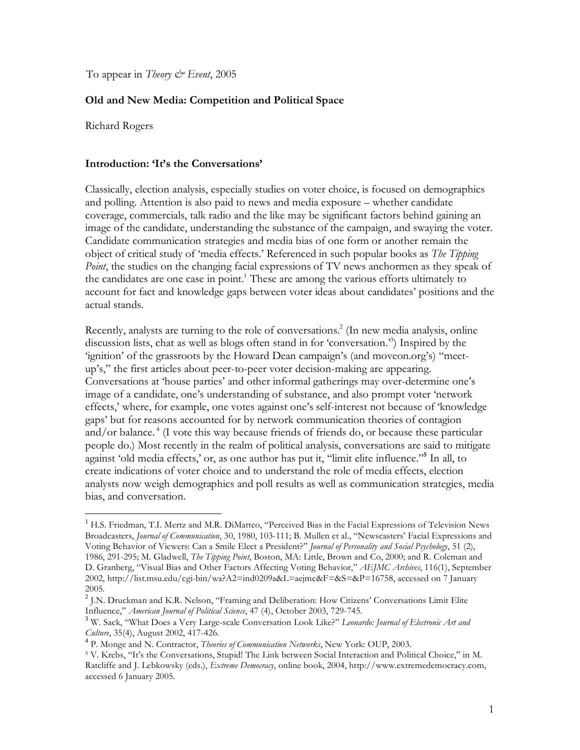To appear in *Theory & Event*, 2005

# Old and New Media: Competition and Political Space

Richard Rogers

## Introduction: 'It's the Conversations'

Classically, election analysis, especially studies on voter choice, is focused on demographics and polling. Attention is also paid to news and media exposure – whether candidate coverage, commercials, talk radio and the like may be significant factors behind gaining an image of the candidate, understanding the substance of the campaign, and swaying the voter. Candidate communication strategies and media bias of one form or another remain the object of critical study of 'media effects.' Referenced in such popular books as *The Tipping Point*, the studies on the changing facial expressions of TV news anchormen as they speak of the candidates are one case in point.[1] These are among the various efforts ultimately to account for fact and knowledge gaps between voter ideas about candidates' positions and the actual stands.

Recently, analysts are turning to the role of conversations.[2] (In new media analysis, online discussion lists, chat as well as blogs often stand in for 'conversation.'[3]) Inspired by the 'ignition' of the grassroots by the Howard Dean campaign's (and moveon.org's) "meet-up's," the first articles about peer-to-peer voter decision-making are appearing. Conversations at 'house parties' and other informal gatherings may over-determine one's image of a candidate, one's understanding of substance, and also prompt voter 'network effects,' where, for example, one votes against one's self-interest not because of 'knowledge gaps' but for reasons accounted for by network communication theories of contagion and/or balance.[4] (I vote this way because friends of friends do, or because these particular people do.) Most recently in the realm of political analysis, conversations are said to mitigate against 'old media effects,' or, as one author has put it, "limit elite influence."[5] In all, to create indications of voter choice and to understand the role of media effects, election analysts now weigh demographics and poll results as well as communication strategies, media bias, and conversation.

---

[1] H.S. Friedman, T.I. Mertz and M.R. DiMatteo, "Perceived Bias in the Facial Expressions of Television News Broadcasters, *Journal of Communication*, 30, 1980, 103-111; B. Mullen et al., "Newscasters' Facial Expressions and Voting Behavior of Viewers: Can a Smile Elect a President?" *Journal of Personality and Social Psychology*, 51 (2), 1986, 291-295; M. Gladwell, *The Tipping Point*, Boston, MA: Little, Brown and Co, 2000; and R. Coleman and D. Granberg, "Visual Bias and Other Factors Affecting Voting Behavior," *AEJMC Archives*, 116(1), September 2002, http://list.msu.edu/cgi-bin/wa?A2=ind0209a&L=aejmc&F=&S=&P=16758, accessed on 7 January 2005.

[2] J.N. Druckman and K.R. Nelson, "Framing and Deliberation: How Citizens' Conversations Limit Elite Influence," *American Journal of Political Science*, 47 (4), October 2003, 729-745.

[3] W. Sack, "What Does a Very Large-scale Conversation Look Like?" *Leonardo: Journal of Electronic Art and Culture*, 35(4), August 2002, 417-426.

[4] P. Monge and N. Contractor, *Theories of Communication Networks*, New York: OUP, 2003.

[5] V. Krebs, "It's the Conversations, Stupid! The Link between Social Interaction and Political Choice," in M. Ratcliffe and J. Lebkowsky (eds.), *Extreme Democracy*, online book, 2004, http://www.extremedemocracy.com, accessed 6 January 2005.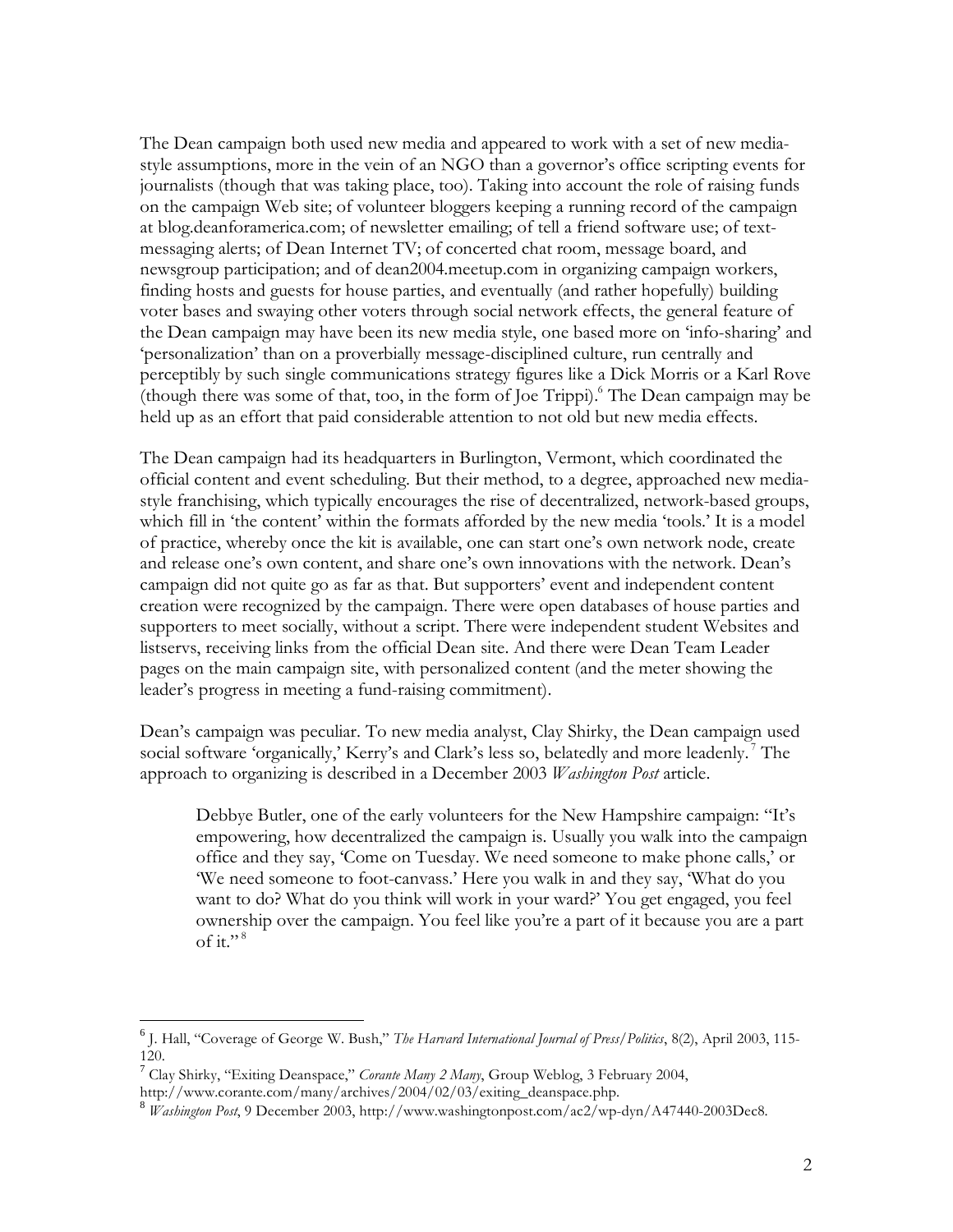The Dean campaign both used new media and appeared to work with a set of new media-style assumptions, more in the vein of an NGO than a governor's office scripting events for journalists (though that was taking place, too). Taking into account the role of raising funds on the campaign Web site; of volunteer bloggers keeping a running record of the campaign at blog.deanforamerica.com; of newsletter emailing; of tell a friend software use; of text-messaging alerts; of Dean Internet TV; of concerted chat room, message board, and newsgroup participation; and of dean2004.meetup.com in organizing campaign workers, finding hosts and guests for house parties, and eventually (and rather hopefully) building voter bases and swaying other voters through social network effects, the general feature of the Dean campaign may have been its new media style, one based more on 'info-sharing' and 'personalization' than on a proverbially message-disciplined culture, run centrally and perceptibly by such single communications strategy figures like a Dick Morris or a Karl Rove (though there was some of that, too, in the form of Joe Trippi).[6] The Dean campaign may be held up as an effort that paid considerable attention to not old but new media effects.

The Dean campaign had its headquarters in Burlington, Vermont, which coordinated the official content and event scheduling. But their method, to a degree, approached new media-style franchising, which typically encourages the rise of decentralized, network-based groups, which fill in 'the content' within the formats afforded by the new media 'tools.' It is a model of practice, whereby once the kit is available, one can start one's own network node, create and release one's own content, and share one's own innovations with the network. Dean's campaign did not quite go as far as that. But supporters' event and independent content creation were recognized by the campaign. There were open databases of house parties and supporters to meet socially, without a script. There were independent student Websites and listservs, receiving links from the official Dean site. And there were Dean Team Leader pages on the main campaign site, with personalized content (and the meter showing the leader's progress in meeting a fund-raising commitment).

Dean's campaign was peculiar. To new media analyst, Clay Shirky, the Dean campaign used social software 'organically,' Kerry's and Clark's less so, belatedly and more leadenly.[7] The approach to organizing is described in a December 2003 *Washington Post* article.

> Debbye Butler, one of the early volunteers for the New Hampshire campaign: "It's empowering, how decentralized the campaign is. Usually you walk into the campaign office and they say, 'Come on Tuesday. We need someone to make phone calls,' or 'We need someone to foot-canvass.' Here you walk in and they say, 'What do you want to do? What do you think will work in your ward?' You get engaged, you feel ownership over the campaign. You feel like you're a part of it because you are a part of it."[8]

---

[6] J. Hall, "Coverage of George W. Bush," *The Harvard International Journal of Press/Politics*, 8(2), April 2003, 115-120.

[7] Clay Shirky, "Exiting Deanspace," *Corante Many 2 Many*, Group Weblog, 3 February 2004, http://www.corante.com/many/archives/2004/02/03/exiting_deanspace.php.

[8] *Washington Post*, 9 December 2003, http://www.washingtonpost.com/ac2/wp-dyn/A47440-2003Dec8.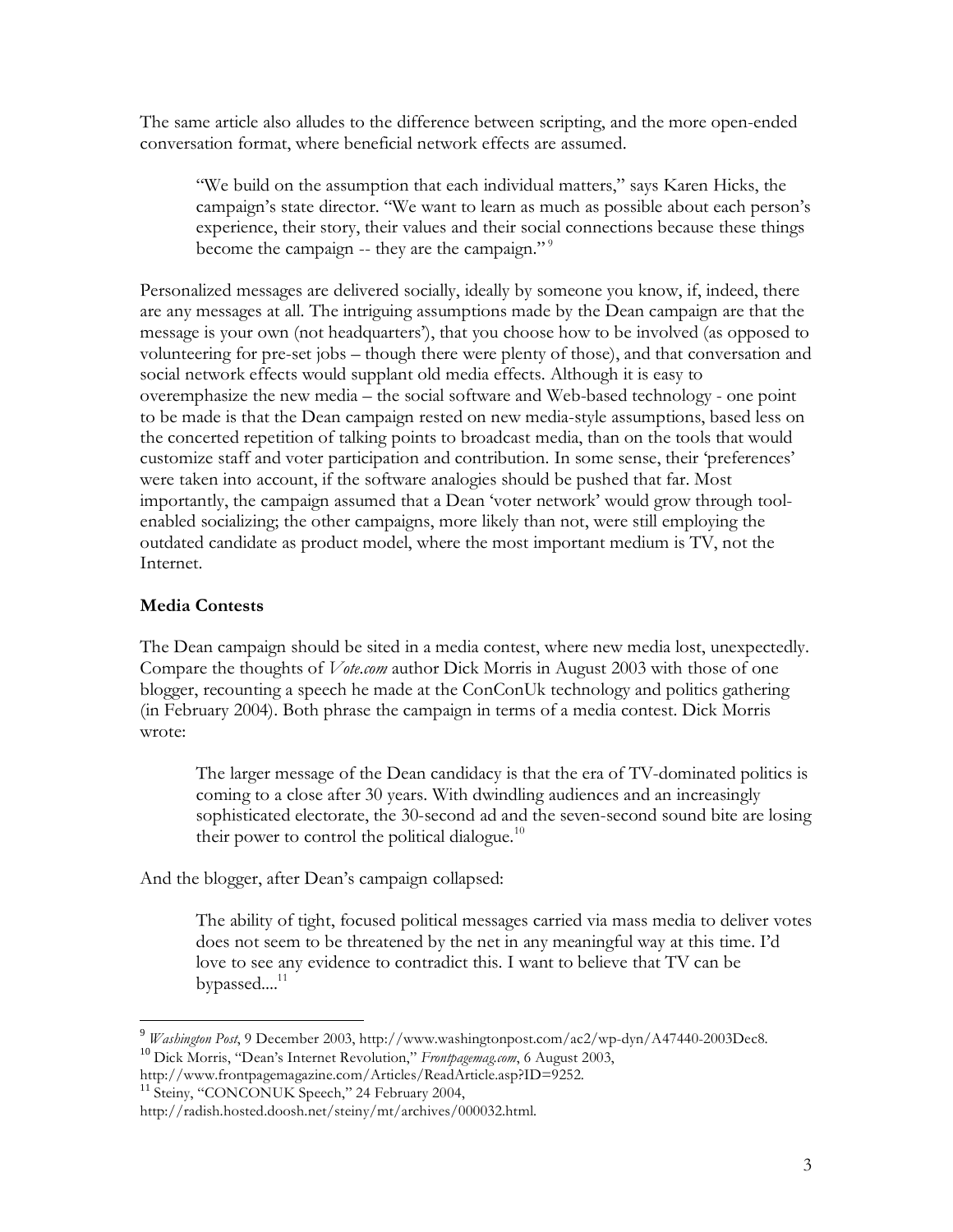The same article also alludes to the difference between scripting, and the more open-ended conversation format, where beneficial network effects are assumed.

> "We build on the assumption that each individual matters," says Karen Hicks, the campaign's state director. "We want to learn as much as possible about each person's experience, their story, their values and their social connections because these things become the campaign -- they are the campaign."[9]

Personalized messages are delivered socially, ideally by someone you know, if, indeed, there are any messages at all. The intriguing assumptions made by the Dean campaign are that the message is your own (not headquarters'), that you choose how to be involved (as opposed to volunteering for pre-set jobs – though there were plenty of those), and that conversation and social network effects would supplant old media effects. Although it is easy to overemphasize the new media – the social software and Web-based technology - one point to be made is that the Dean campaign rested on new media-style assumptions, based less on the concerted repetition of talking points to broadcast media, than on the tools that would customize staff and voter participation and contribution. In some sense, their 'preferences' were taken into account, if the software analogies should be pushed that far. Most importantly, the campaign assumed that a Dean 'voter network' would grow through tool-enabled socializing; the other campaigns, more likely than not, were still employing the outdated candidate as product model, where the most important medium is TV, not the Internet.

**Media Contests**

The Dean campaign should be sited in a media contest, where new media lost, unexpectedly. Compare the thoughts of *Vote.com* author Dick Morris in August 2003 with those of one blogger, recounting a speech he made at the ConConUk technology and politics gathering (in February 2004). Both phrase the campaign in terms of a media contest. Dick Morris wrote:

> The larger message of the Dean candidacy is that the era of TV-dominated politics is coming to a close after 30 years. With dwindling audiences and an increasingly sophisticated electorate, the 30-second ad and the seven-second sound bite are losing their power to control the political dialogue.[10]

And the blogger, after Dean's campaign collapsed:

> The ability of tight, focused political messages carried via mass media to deliver votes does not seem to be threatened by the net in any meaningful way at this time. I'd love to see any evidence to contradict this. I want to believe that TV can be bypassed....[11]

---

[9] *Washington Post*, 9 December 2003, http://www.washingtonpost.com/ac2/wp-dyn/A47440-2003Dec8.

[10] Dick Morris, "Dean's Internet Revolution," *Frontpagemag.com*, 6 August 2003, http://www.frontpagemagazine.com/Articles/ReadArticle.asp?ID=9252.

[11] Steiny, "CONCONUK Speech," 24 February 2004, http://radish.hosted.doosh.net/steiny/mt/archives/000032.html.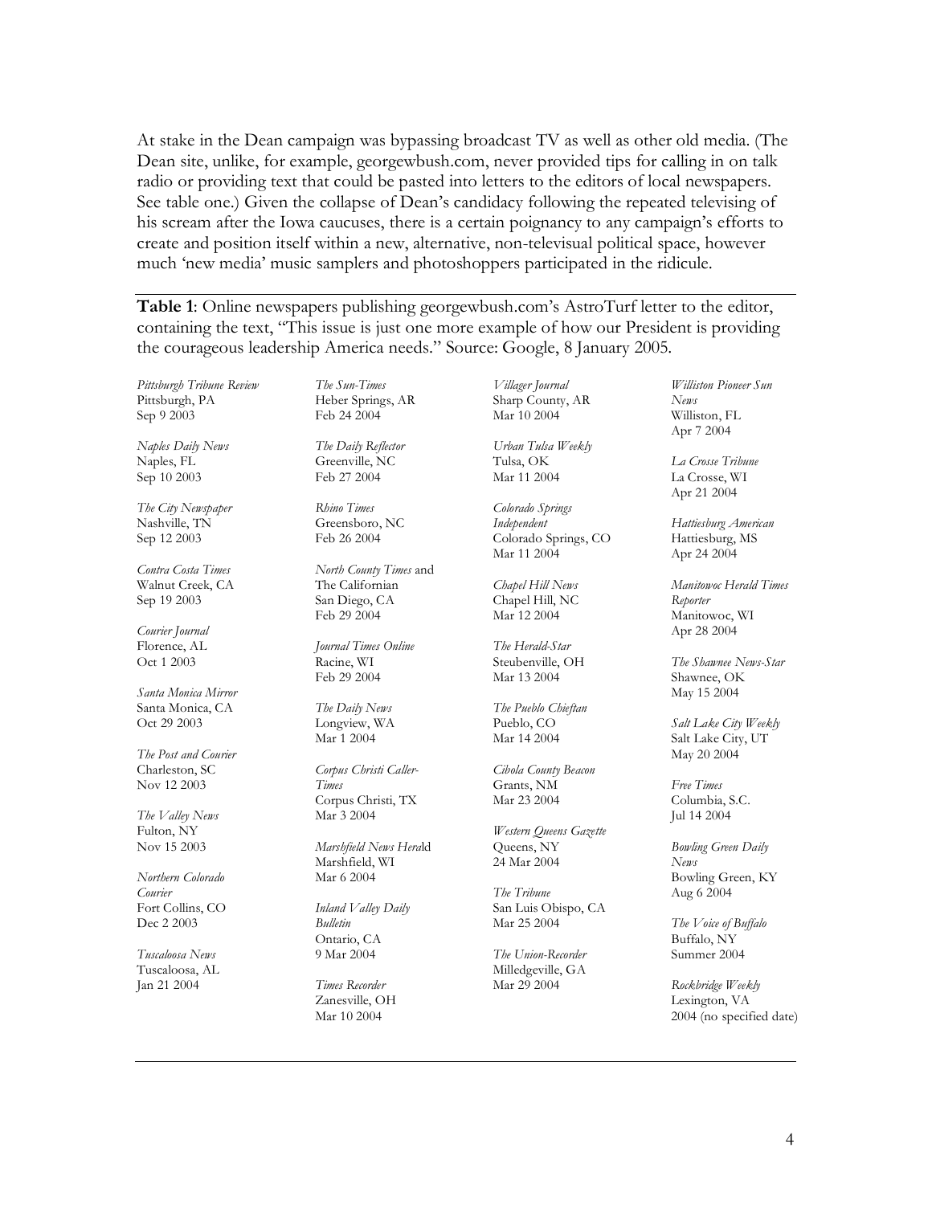At stake in the Dean campaign was bypassing broadcast TV as well as other old media. (The Dean site, unlike, for example, georgewbush.com, never provided tips for calling in on talk radio or providing text that could be pasted into letters to the editors of local newspapers. See table one.) Given the collapse of Dean's candidacy following the repeated televising of his scream after the Iowa caucuses, there is a certain poignancy to any campaign's efforts to create and position itself within a new, alternative, non-televisual political space, however much 'new media' music samplers and photoshoppers participated in the ridicule.

**Table 1**: Online newspapers publishing georgewbush.com's AstroTurf letter to the editor, containing the text, "This issue is just one more example of how our President is providing the courageous leadership America needs." Source: Google, 8 January 2005.

| Newspaper | Location | Date |
|---|---|---|
| *Pittsburgh Tribune Review* | Pittsburgh, PA | Sep 9 2003 |
| *Naples Daily News* | Naples, FL | Sep 10 2003 |
| *The City Newspaper* | Nashville, TN | Sep 12 2003 |
| *Contra Costa Times* | Walnut Creek, CA | Sep 19 2003 |
| *Courier Journal* | Florence, AL | Oct 1 2003 |
| *Santa Monica Mirror* | Santa Monica, CA | Oct 29 2003 |
| *The Post and Courier* | Charleston, SC | Nov 12 2003 |
| *The Valley News* | Fulton, NY | Nov 15 2003 |
| *Northern Colorado Courier* | Fort Collins, CO | Dec 2 2003 |
| *Tuscaloosa News* | Tuscaloosa, AL | Jan 21 2004 |
| *The Sun-Times* | Heber Springs, AR | Feb 24 2004 |
| *The Daily Reflector* | Greenville, NC | Feb 27 2004 |
| *Rhino Times* | Greensboro, NC | Feb 26 2004 |
| *North County Times* and The Californian | San Diego, CA | Feb 29 2004 |
| *Journal Times Online* | Racine, WI | Feb 29 2004 |
| *The Daily News* | Longview, WA | Mar 1 2004 |
| *Corpus Christi Caller-Times* | Corpus Christi, TX | Mar 3 2004 |
| *Marshfield News Hera*ld | Marshfield, WI | Mar 6 2004 |
| *Inland Valley Daily Bulletin* | Ontario, CA | 9 Mar 2004 |
| *Times Recorder* | Zanesville, OH | Mar 10 2004 |
| *Villager Journal* | Sharp County, AR | Mar 10 2004 |
| *Urban Tulsa Weekly* | Tulsa, OK | Mar 11 2004 |
| *Colorado Springs Independent* | Colorado Springs, CO | Mar 11 2004 |
| *Chapel Hill News* | Chapel Hill, NC | Mar 12 2004 |
| *The Herald-Star* | Steubenville, OH | Mar 13 2004 |
| *The Pueblo Chieftan* | Pueblo, CO | Mar 14 2004 |
| *Cibola County Beacon* | Grants, NM | Mar 23 2004 |
| *Western Queens Gazette* | Queens, NY | 24 Mar 2004 |
| *The Tribune* | San Luis Obispo, CA | Mar 25 2004 |
| *The Union-Recorder* | Milledgeville, GA | Mar 29 2004 |
| *Williston Pioneer Sun News* | Williston, FL | Apr 7 2004 |
| *La Crosse Tribune* | La Crosse, WI | Apr 21 2004 |
| *Hattiesburg American* | Hattiesburg, MS | Apr 24 2004 |
| *Manitowoc Herald Times Reporter* | Manitowoc, WI | Apr 28 2004 |
| *The Shawnee News-Star* | Shawnee, OK | May 15 2004 |
| *Salt Lake City Weekly* | Salt Lake City, UT | May 20 2004 |
| *Free Times* | Columbia, S.C. | Jul 14 2004 |
| *Bowling Green Daily News* | Bowling Green, KY | Aug 6 2004 |
| *The Voice of Buffalo* | Buffalo, NY | Summer 2004 |
| *Rockbridge Weekly* | Lexington, VA | 2004 (no specified date) |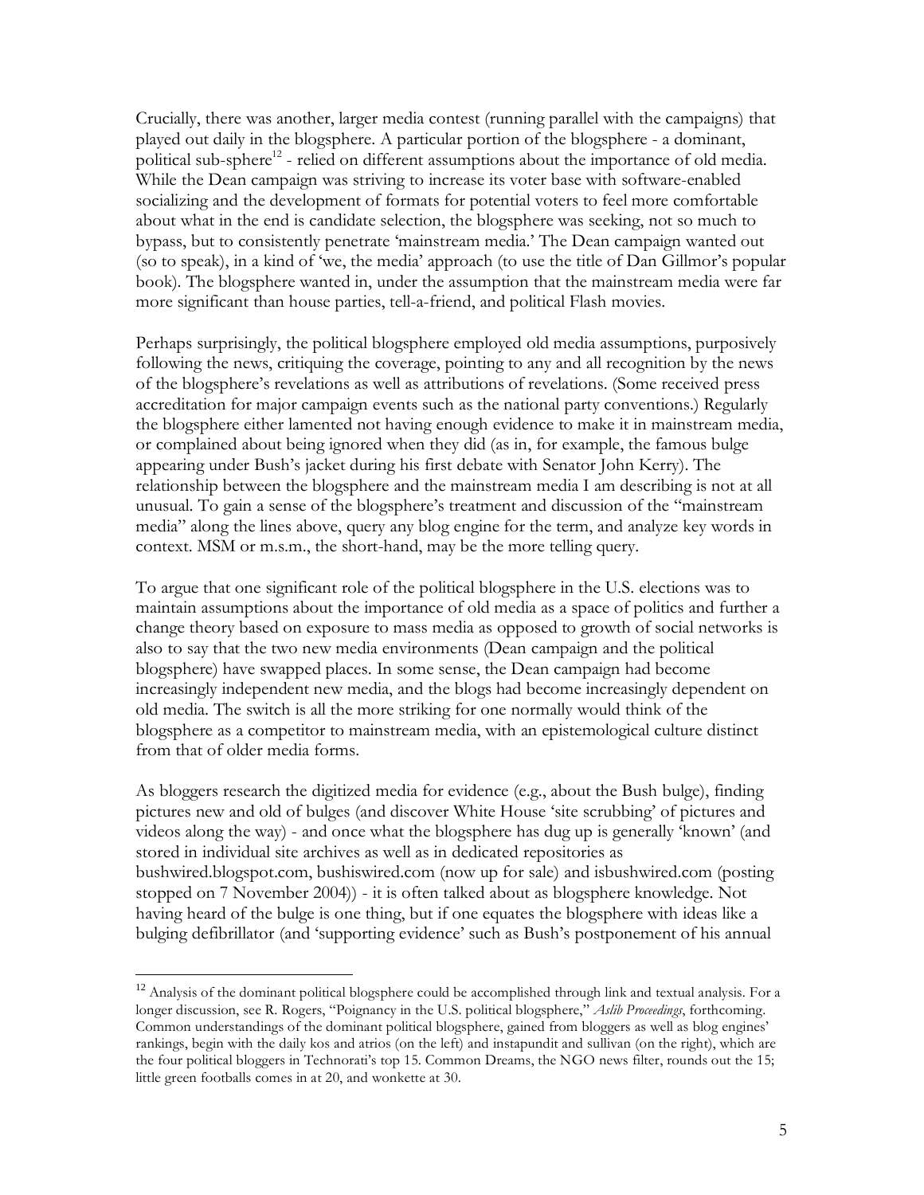Crucially, there was another, larger media contest (running parallel with the campaigns) that played out daily in the blogsphere. A particular portion of the blogsphere - a dominant, political sub-sphere[12] - relied on different assumptions about the importance of old media. While the Dean campaign was striving to increase its voter base with software-enabled socializing and the development of formats for potential voters to feel more comfortable about what in the end is candidate selection, the blogsphere was seeking, not so much to bypass, but to consistently penetrate 'mainstream media.' The Dean campaign wanted out (so to speak), in a kind of 'we, the media' approach (to use the title of Dan Gillmor's popular book). The blogsphere wanted in, under the assumption that the mainstream media were far more significant than house parties, tell-a-friend, and political Flash movies.

Perhaps surprisingly, the political blogsphere employed old media assumptions, purposively following the news, critiquing the coverage, pointing to any and all recognition by the news of the blogsphere's revelations as well as attributions of revelations. (Some received press accreditation for major campaign events such as the national party conventions.) Regularly the blogsphere either lamented not having enough evidence to make it in mainstream media, or complained about being ignored when they did (as in, for example, the famous bulge appearing under Bush's jacket during his first debate with Senator John Kerry). The relationship between the blogsphere and the mainstream media I am describing is not at all unusual. To gain a sense of the blogsphere's treatment and discussion of the "mainstream media" along the lines above, query any blog engine for the term, and analyze key words in context. MSM or m.s.m., the short-hand, may be the more telling query.

To argue that one significant role of the political blogsphere in the U.S. elections was to maintain assumptions about the importance of old media as a space of politics and further a change theory based on exposure to mass media as opposed to growth of social networks is also to say that the two new media environments (Dean campaign and the political blogsphere) have swapped places. In some sense, the Dean campaign had become increasingly independent new media, and the blogs had become increasingly dependent on old media. The switch is all the more striking for one normally would think of the blogsphere as a competitor to mainstream media, with an epistemological culture distinct from that of older media forms.

As bloggers research the digitized media for evidence (e.g., about the Bush bulge), finding pictures new and old of bulges (and discover White House 'site scrubbing' of pictures and videos along the way) - and once what the blogsphere has dug up is generally 'known' (and stored in individual site archives as well as in dedicated repositories as bushwired.blogspot.com, bushiswired.com (now up for sale) and isbushwired.com (posting stopped on 7 November 2004)) - it is often talked about as blogsphere knowledge. Not having heard of the bulge is one thing, but if one equates the blogsphere with ideas like a bulging defibrillator (and 'supporting evidence' such as Bush's postponement of his annual

---

[12] Analysis of the dominant political blogsphere could be accomplished through link and textual analysis. For a longer discussion, see R. Rogers, "Poignancy in the U.S. political blogsphere," *Aslib Proceedings*, forthcoming. Common understandings of the dominant political blogsphere, gained from bloggers as well as blog engines' rankings, begin with the daily kos and atrios (on the left) and instapundit and sullivan (on the right), which are the four political bloggers in Technorati's top 15. Common Dreams, the NGO news filter, rounds out the 15; little green footballs comes in at 20, and wonkette at 30.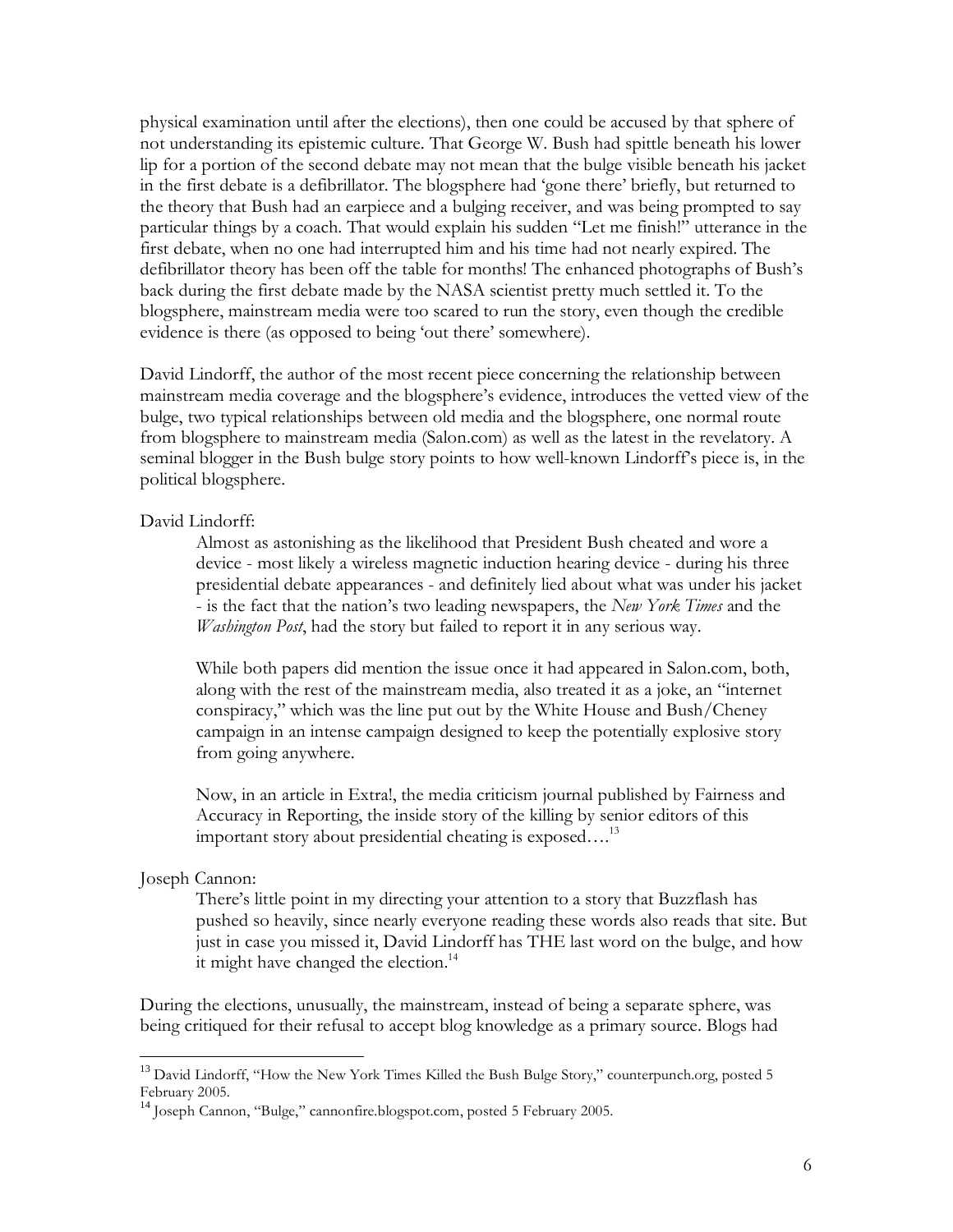physical examination until after the elections), then one could be accused by that sphere of not understanding its epistemic culture. That George W. Bush had spittle beneath his lower lip for a portion of the second debate may not mean that the bulge visible beneath his jacket in the first debate is a defibrillator. The blogsphere had 'gone there' briefly, but returned to the theory that Bush had an earpiece and a bulging receiver, and was being prompted to say particular things by a coach. That would explain his sudden "Let me finish!" utterance in the first debate, when no one had interrupted him and his time had not nearly expired. The defibrillator theory has been off the table for months! The enhanced photographs of Bush's back during the first debate made by the NASA scientist pretty much settled it. To the blogsphere, mainstream media were too scared to run the story, even though the credible evidence is there (as opposed to being 'out there' somewhere).

David Lindorff, the author of the most recent piece concerning the relationship between mainstream media coverage and the blogsphere's evidence, introduces the vetted view of the bulge, two typical relationships between old media and the blogsphere, one normal route from blogsphere to mainstream media (Salon.com) as well as the latest in the revelatory. A seminal blogger in the Bush bulge story points to how well-known Lindorff's piece is, in the political blogsphere.

David Lindorff:

> Almost as astonishing as the likelihood that President Bush cheated and wore a device - most likely a wireless magnetic induction hearing device - during his three presidential debate appearances - and definitely lied about what was under his jacket - is the fact that the nation's two leading newspapers, the *New York Times* and the *Washington Post*, had the story but failed to report it in any serious way.
>
> While both papers did mention the issue once it had appeared in Salon.com, both, along with the rest of the mainstream media, also treated it as a joke, an "internet conspiracy," which was the line put out by the White House and Bush/Cheney campaign in an intense campaign designed to keep the potentially explosive story from going anywhere.
>
> Now, in an article in Extra!, the media criticism journal published by Fairness and Accuracy in Reporting, the inside story of the killing by senior editors of this important story about presidential cheating is exposed….[13]

Joseph Cannon:

> There's little point in my directing your attention to a story that Buzzflash has pushed so heavily, since nearly everyone reading these words also reads that site. But just in case you missed it, David Lindorff has THE last word on the bulge, and how it might have changed the election.[14]

During the elections, unusually, the mainstream, instead of being a separate sphere, was being critiqued for their refusal to accept blog knowledge as a primary source. Blogs had

---

[13] David Lindorff, "How the New York Times Killed the Bush Bulge Story," counterpunch.org, posted 5 February 2005.

[14] Joseph Cannon, "Bulge," cannonfire.blogspot.com, posted 5 February 2005.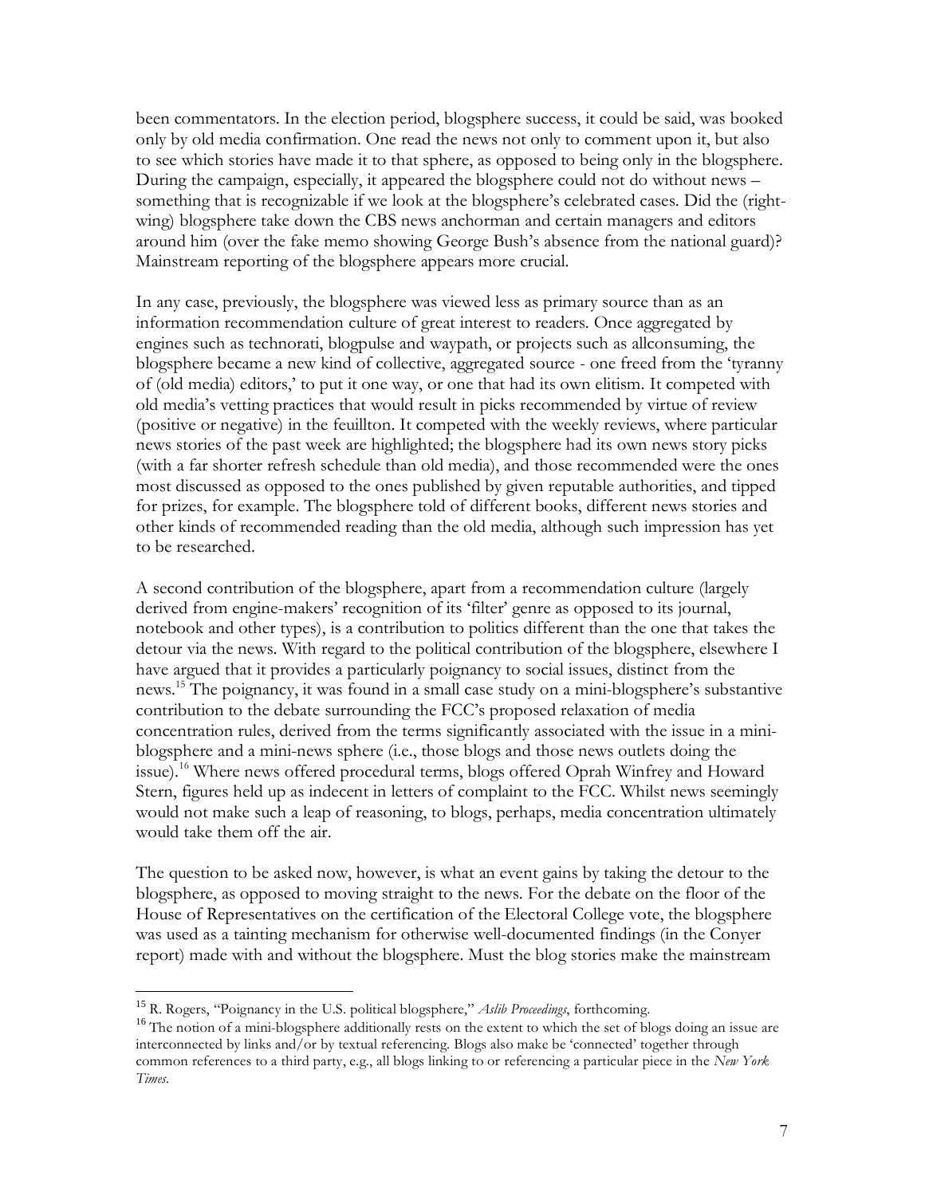been commentators. In the election period, blogsphere success, it could be said, was booked only by old media confirmation. One read the news not only to comment upon it, but also to see which stories have made it to that sphere, as opposed to being only in the blogsphere. During the campaign, especially, it appeared the blogsphere could not do without news – something that is recognizable if we look at the blogsphere's celebrated cases. Did the (right-wing) blogsphere take down the CBS news anchorman and certain managers and editors around him (over the fake memo showing George Bush's absence from the national guard)? Mainstream reporting of the blogsphere appears more crucial.

In any case, previously, the blogsphere was viewed less as primary source than as an information recommendation culture of great interest to readers. Once aggregated by engines such as technorati, blogpulse and waypath, or projects such as allconsuming, the blogsphere became a new kind of collective, aggregated source - one freed from the 'tyranny of (old media) editors,' to put it one way, or one that had its own elitism. It competed with old media's vetting practices that would result in picks recommended by virtue of review (positive or negative) in the feuillton. It competed with the weekly reviews, where particular news stories of the past week are highlighted; the blogsphere had its own news story picks (with a far shorter refresh schedule than old media), and those recommended were the ones most discussed as opposed to the ones published by given reputable authorities, and tipped for prizes, for example. The blogsphere told of different books, different news stories and other kinds of recommended reading than the old media, although such impression has yet to be researched.

A second contribution of the blogsphere, apart from a recommendation culture (largely derived from engine-makers' recognition of its 'filter' genre as opposed to its journal, notebook and other types), is a contribution to politics different than the one that takes the detour via the news. With regard to the political contribution of the blogsphere, elsewhere I have argued that it provides a particularly poignancy to social issues, distinct from the news.[15] The poignancy, it was found in a small case study on a mini-blogsphere's substantive contribution to the debate surrounding the FCC's proposed relaxation of media concentration rules, derived from the terms significantly associated with the issue in a mini-blogsphere and a mini-news sphere (i.e., those blogs and those news outlets doing the issue).[16] Where news offered procedural terms, blogs offered Oprah Winfrey and Howard Stern, figures held up as indecent in letters of complaint to the FCC. Whilst news seemingly would not make such a leap of reasoning, to blogs, perhaps, media concentration ultimately would take them off the air.

The question to be asked now, however, is what an event gains by taking the detour to the blogsphere, as opposed to moving straight to the news. For the debate on the floor of the House of Representatives on the certification of the Electoral College vote, the blogsphere was used as a tainting mechanism for otherwise well-documented findings (in the Conyer report) made with and without the blogsphere. Must the blog stories make the mainstream

---

[15] R. Rogers, "Poignancy in the U.S. political blogsphere," *Aslib Proceedings*, forthcoming.

[16] The notion of a mini-blogsphere additionally rests on the extent to which the set of blogs doing an issue are interconnected by links and/or by textual referencing. Blogs also make be 'connected' together through common references to a third party, e.g., all blogs linking to or referencing a particular piece in the *New York Times*.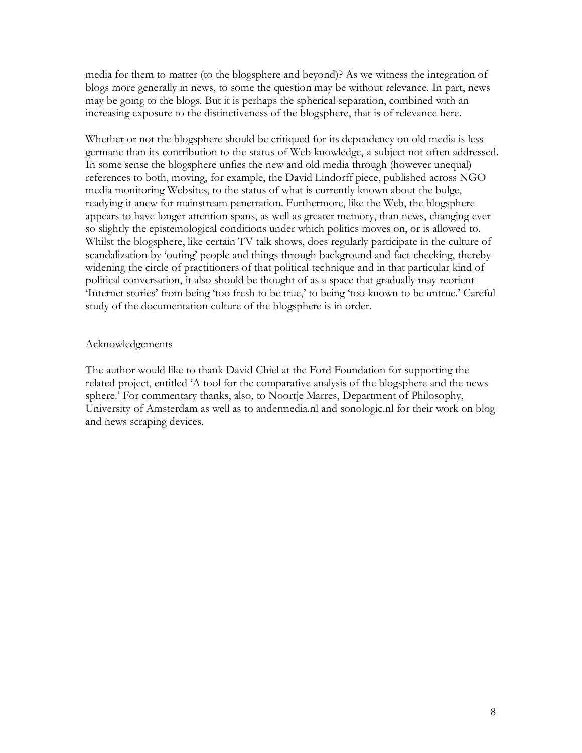media for them to matter (to the blogsphere and beyond)? As we witness the integration of blogs more generally in news, to some the question may be without relevance. In part, news may be going to the blogs. But it is perhaps the spherical separation, combined with an increasing exposure to the distinctiveness of the blogsphere, that is of relevance here.

Whether or not the blogsphere should be critiqued for its dependency on old media is less germane than its contribution to the status of Web knowledge, a subject not often addressed. In some sense the blogsphere unfies the new and old media through (however unequal) references to both, moving, for example, the David Lindorff piece, published across NGO media monitoring Websites, to the status of what is currently known about the bulge, readying it anew for mainstream penetration. Furthermore, like the Web, the blogsphere appears to have longer attention spans, as well as greater memory, than news, changing ever so slightly the epistemological conditions under which politics moves on, or is allowed to. Whilst the blogsphere, like certain TV talk shows, does regularly participate in the culture of scandalization by 'outing' people and things through background and fact-checking, thereby widening the circle of practitioners of that political technique and in that particular kind of political conversation, it also should be thought of as a space that gradually may reorient 'Internet stories' from being 'too fresh to be true,' to being 'too known to be untrue.' Careful study of the documentation culture of the blogsphere is in order.

## Acknowledgements

The author would like to thank David Chiel at the Ford Foundation for supporting the related project, entitled 'A tool for the comparative analysis of the blogsphere and the news sphere.' For commentary thanks, also, to Noortje Marres, Department of Philosophy, University of Amsterdam as well as to andermedia.nl and sonologic.nl for their work on blog and news scraping devices.